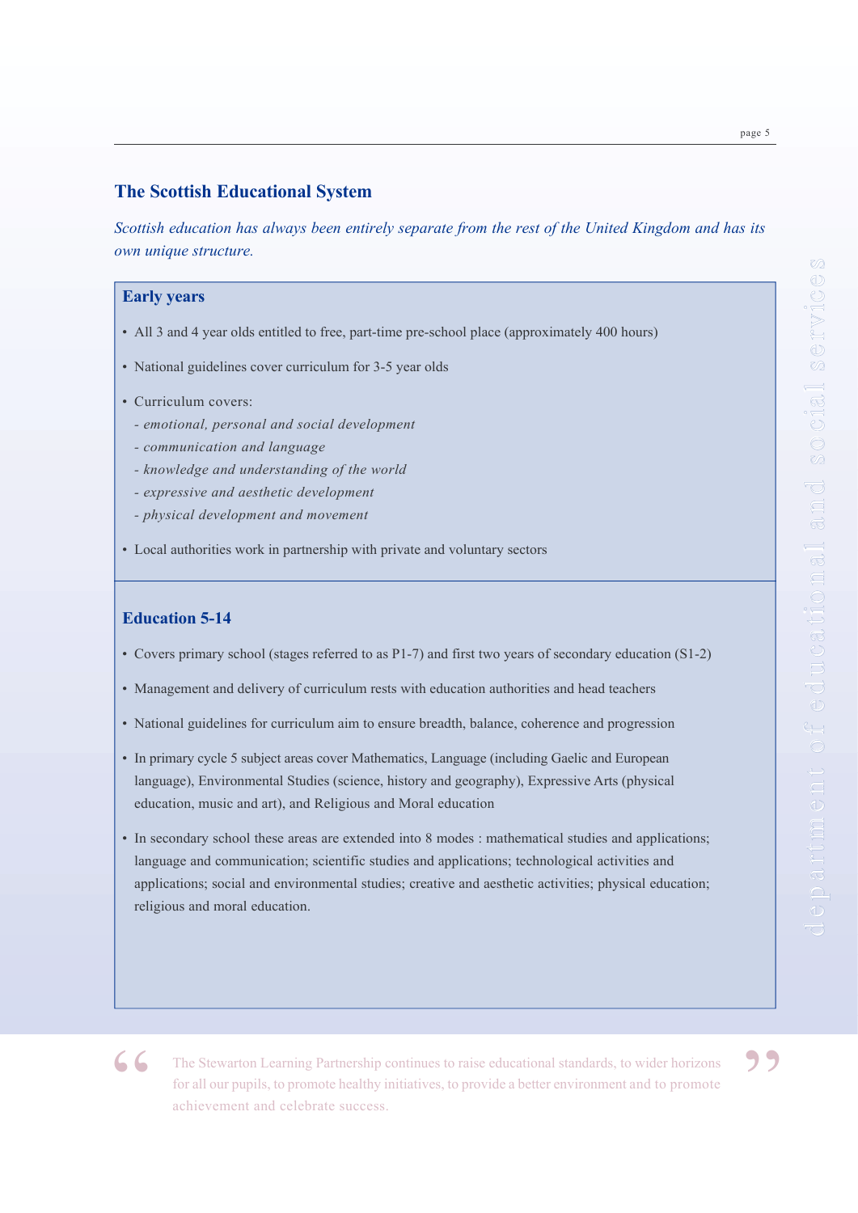## The Scottish Educational System

*Scottish education has always been entirely separate from the rest of the United Kingdom and has its own unique structure.*

### Early years

- All 3 and 4 year olds entitled to free, part-time pre-school place (approximately 400 hours)
- National guidelines cover curriculum for 3-5 year olds
- Curriculum covers:
  - *emotional, personal and social development*
  - *communication and language*
  - *knowledge and understanding of the world*
  - *expressive and aesthetic development*
  - *physical development and movement*
- Local authorities work in partnership with private and voluntary sectors

### Education 5-14

- Covers primary school (stages referred to as P1-7) and first two years of secondary education (S1-2)
- Management and delivery of curriculum rests with education authorities and head teachers
- National guidelines for curriculum aim to ensure breadth, balance, coherence and progression
- In primary cycle 5 subject areas cover Mathematics, Language (including Gaelic and European language), Environmental Studies (science, history and geography), Expressive Arts (physical education, music and art), and Religious and Moral education
- In secondary school these areas are extended into 8 modes : mathematical studies and applications; language and communication; scientific studies and applications; technological activities and applications; social and environmental studies; creative and aesthetic activities; physical education; religious and moral education.

> "The Stewarton Learning Partnership continues to raise educational standards, to wider horizons for all our pupils, to promote healthy initiatives, to provide a better environment and to promote achievement and celebrate success."

department of educational and social services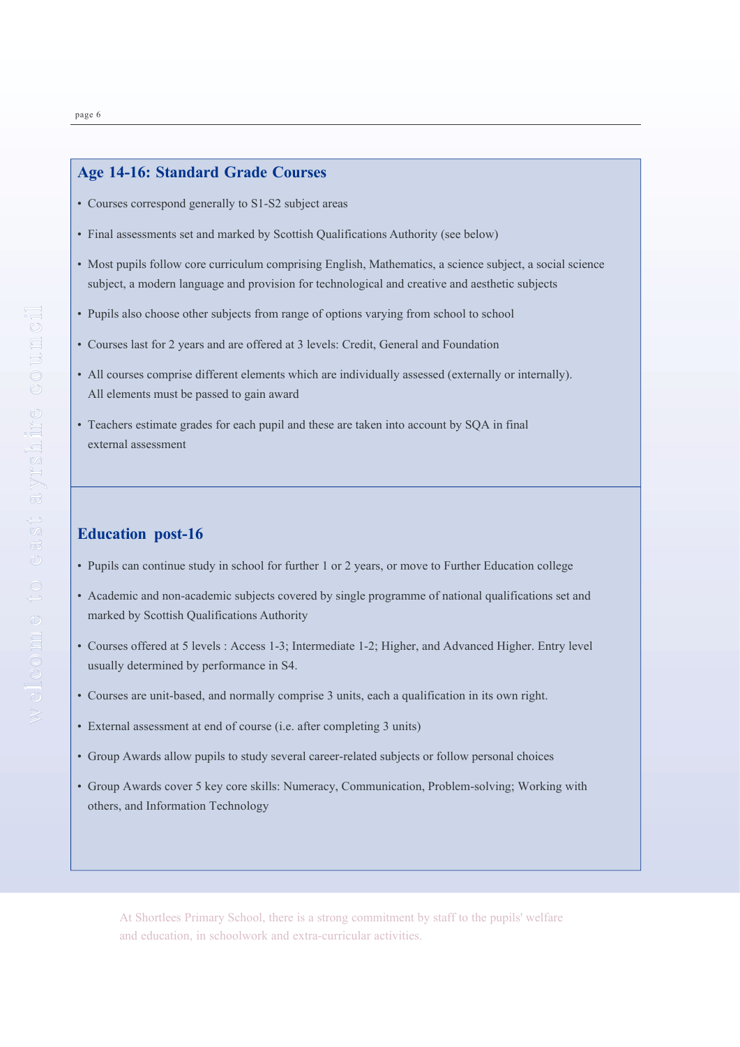## Age 14-16: Standard Grade Courses

- Courses correspond generally to S1-S2 subject areas
- Final assessments set and marked by Scottish Qualifications Authority (see below)
- Most pupils follow core curriculum comprising English, Mathematics, a science subject, a social science subject, a modern language and provision for technological and creative and aesthetic subjects
- Pupils also choose other subjects from range of options varying from school to school
- Courses last for 2 years and are offered at 3 levels: Credit, General and Foundation
- All courses comprise different elements which are individually assessed (externally or internally). All elements must be passed to gain award
- Teachers estimate grades for each pupil and these are taken into account by SQA in final external assessment

## Education post-16

- Pupils can continue study in school for further 1 or 2 years, or move to Further Education college
- Academic and non-academic subjects covered by single programme of national qualifications set and marked by Scottish Qualifications Authority
- Courses offered at 5 levels : Access 1-3; Intermediate 1-2; Higher, and Advanced Higher. Entry level usually determined by performance in S4.
- Courses are unit-based, and normally comprise 3 units, each a qualification in its own right.
- External assessment at end of course (i.e. after completing 3 units)
- Group Awards allow pupils to study several career-related subjects or follow personal choices
- Group Awards cover 5 key core skills: Numeracy, Communication, Problem-solving; Working with others, and Information Technology

At Shortlees Primary School, there is a strong commitment by staff to the pupils' welfare and education, in schoolwork and extra-curricular activities.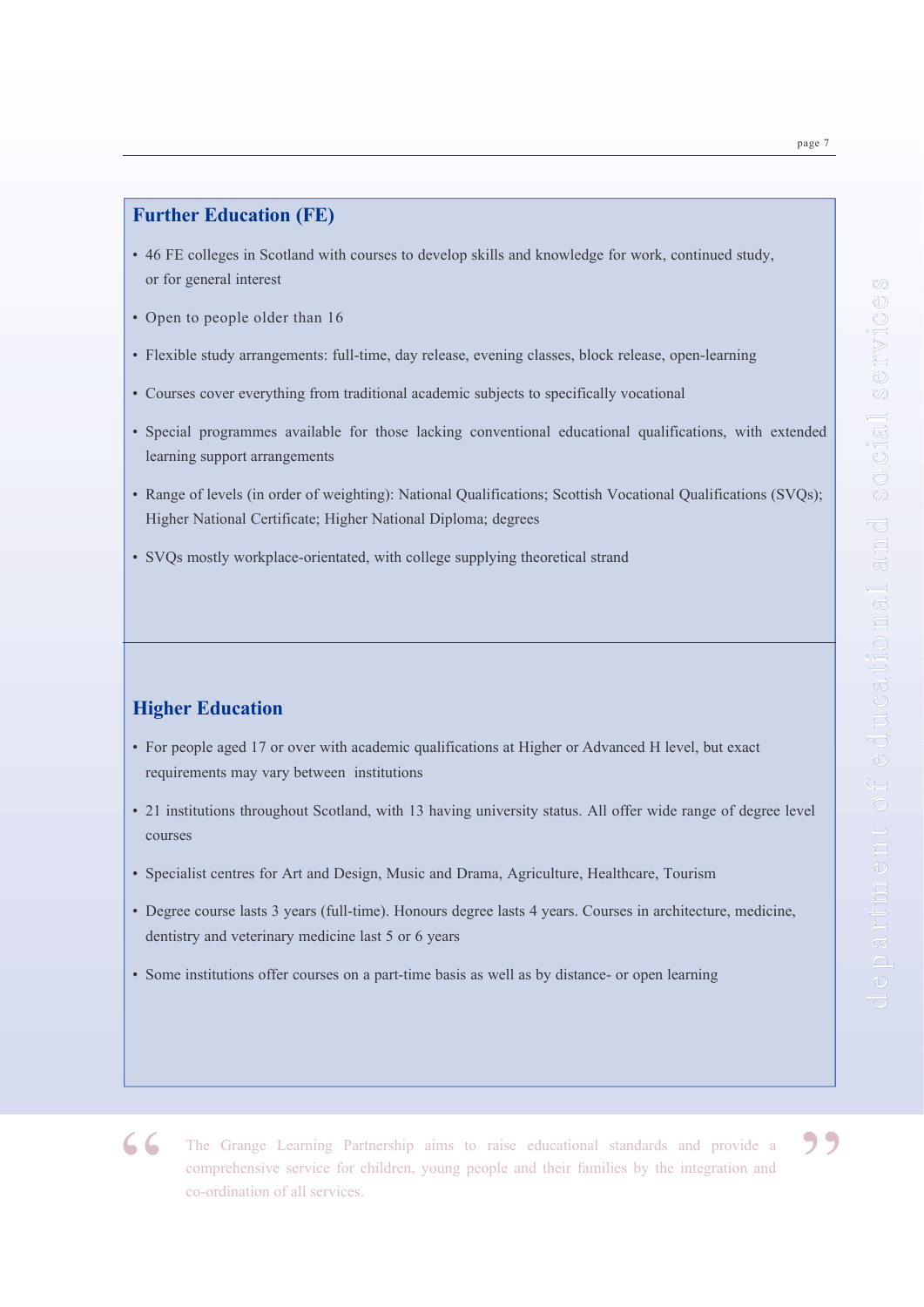## Further Education (FE)

- 46 FE colleges in Scotland with courses to develop skills and knowledge for work, continued study, or for general interest
- Open to people older than 16
- Flexible study arrangements: full-time, day release, evening classes, block release, open-learning
- Courses cover everything from traditional academic subjects to specifically vocational
- Special programmes available for those lacking conventional educational qualifications, with extended learning support arrangements
- Range of levels (in order of weighting): National Qualifications; Scottish Vocational Qualifications (SVQs); Higher National Certificate; Higher National Diploma; degrees
- SVQs mostly workplace-orientated, with college supplying theoretical strand

## Higher Education

- For people aged 17 or over with academic qualifications at Higher or Advanced H level, but exact requirements may vary between institutions
- 21 institutions throughout Scotland, with 13 having university status. All offer wide range of degree level courses
- Specialist centres for Art and Design, Music and Drama, Agriculture, Healthcare, Tourism
- Degree course lasts 3 years (full-time). Honours degree lasts 4 years. Courses in architecture, medicine, dentistry and veterinary medicine last 5 or 6 years
- Some institutions offer courses on a part-time basis as well as by distance- or open learning

> "The Grange Learning Partnership aims to raise educational standards and provide a comprehensive service for children, young people and their families by the integration and co-ordination of all services."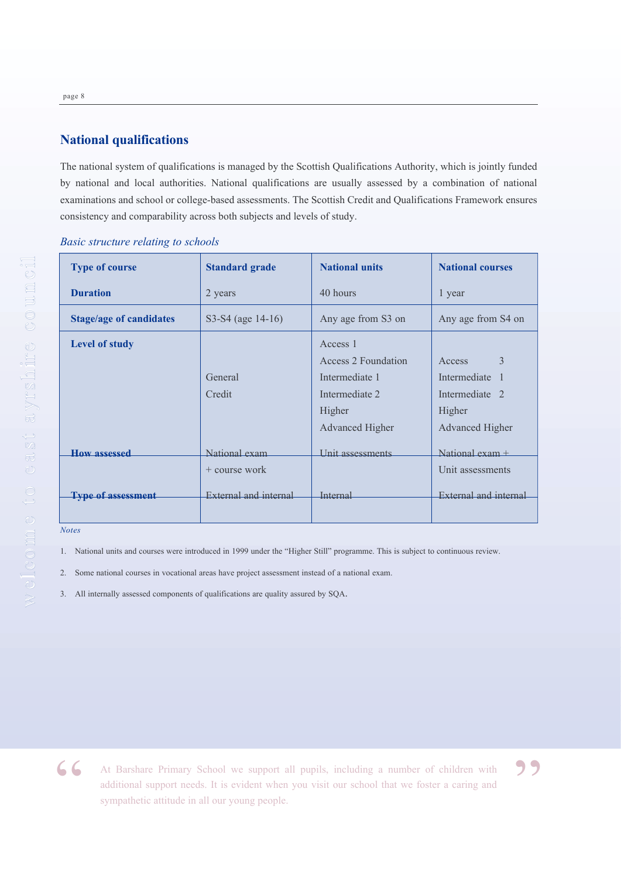## National qualifications

The national system of qualifications is managed by the Scottish Qualifications Authority, which is jointly funded by national and local authorities. National qualifications are usually assessed by a combination of national examinations and school or college-based assessments. The Scottish Credit and Qualifications Framework ensures consistency and comparability across both subjects and levels of study.

*Basic structure relating to schools*

| **Type of course** | **Standard grade** | **National units** | **National courses** |
|---|---|---|---|
| **Duration** | 2 years | 40 hours | 1 year |
| **Stage/age of candidates** | S3-S4 (age 14-16) | Any age from S3 on | Any age from S4 on |
| **Level of study** | General<br>Credit | Access 1<br>Access 2 Foundation<br>Intermediate 1<br>Intermediate 2<br>Higher<br>Advanced Higher | Access 3<br>Intermediate 1<br>Intermediate 2<br>Higher<br>Advanced Higher |
| **How assessed** | National exam + course work | Unit assessments | National exam + Unit assessments |
| **Type of assessment** | External and internal | Internal | External and internal |

*Notes*

1. National units and courses were introduced in 1999 under the "Higher Still" programme. This is subject to continuous review.
2. Some national courses in vocational areas have project assessment instead of a national exam.
3. All internally assessed components of qualifications are quality assured by SQA.

> At Barshare Primary School we support all pupils, including a number of children with additional support needs. It is evident when you visit our school that we foster a caring and sympathetic attitude in all our young people.